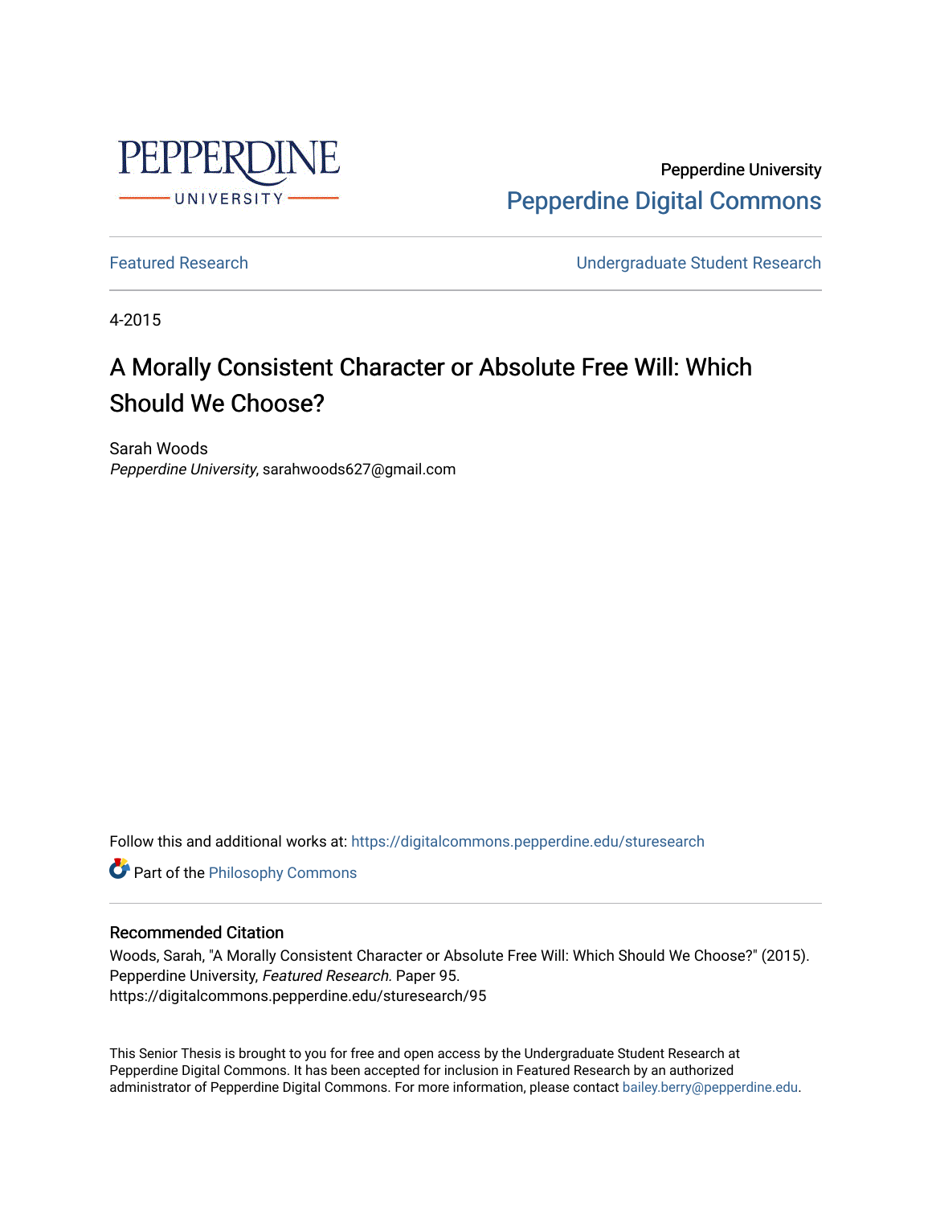Pepperdine University

Pepperdine Digital Commons

Featured Research

Undergraduate Student Research

4-2015

# A Morally Consistent Character or Absolute Free Will: Which Should We Choose?

Sarah Woods

*Pepperdine University*, sarahwoods627@gmail.com

Follow this and additional works at: https://digitalcommons.pepperdine.edu/sturesearch

Part of the Philosophy Commons

## Recommended Citation

Woods, Sarah, "A Morally Consistent Character or Absolute Free Will: Which Should We Choose?" (2015). Pepperdine University, *Featured Research.* Paper 95.
https://digitalcommons.pepperdine.edu/sturesearch/95

This Senior Thesis is brought to you for free and open access by the Undergraduate Student Research at Pepperdine Digital Commons. It has been accepted for inclusion in Featured Research by an authorized administrator of Pepperdine Digital Commons. For more information, please contact bailey.berry@pepperdine.edu.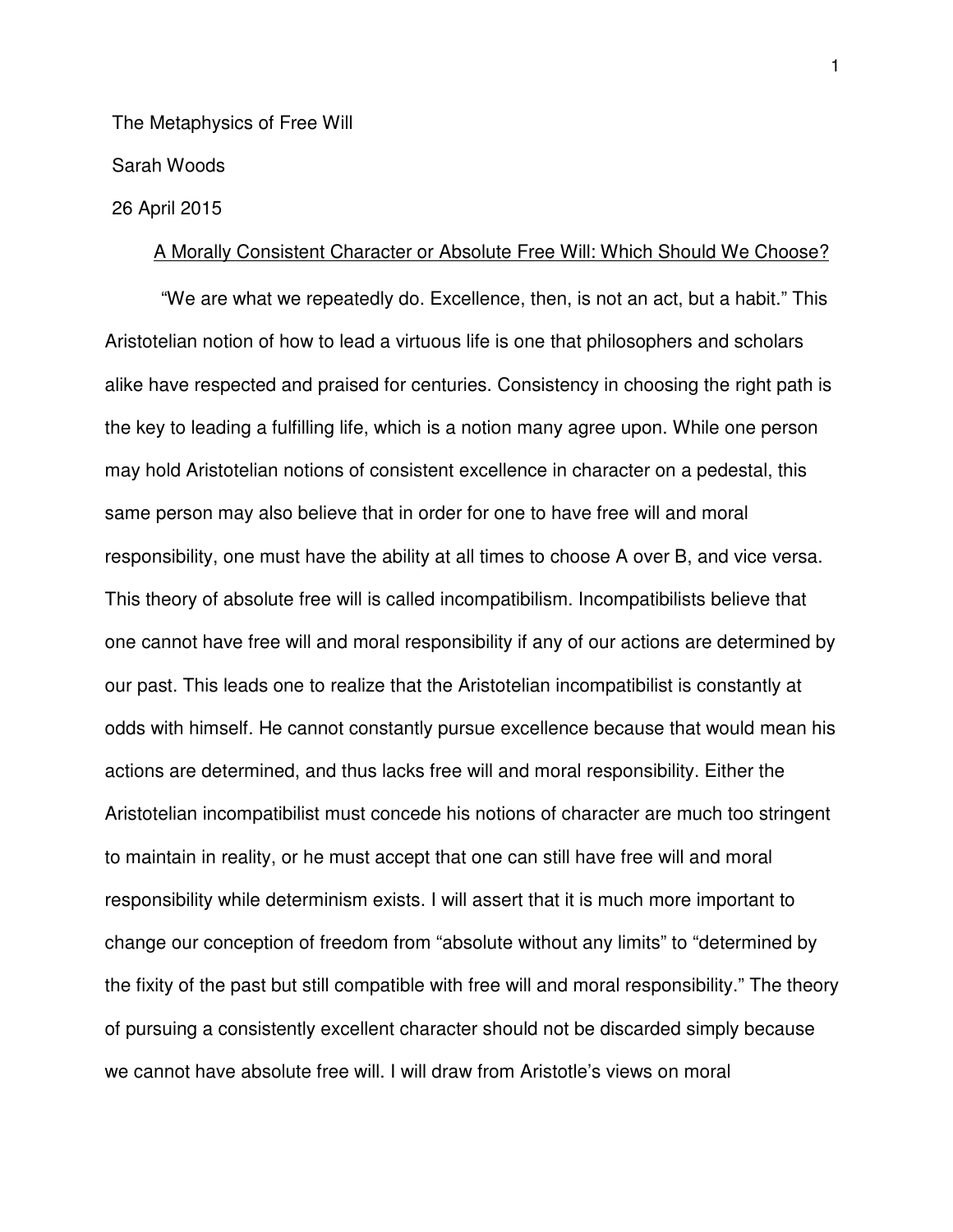The Metaphysics of Free Will

Sarah Woods

26 April 2015

A Morally Consistent Character or Absolute Free Will: Which Should We Choose?

"We are what we repeatedly do. Excellence, then, is not an act, but a habit." This Aristotelian notion of how to lead a virtuous life is one that philosophers and scholars alike have respected and praised for centuries. Consistency in choosing the right path is the key to leading a fulfilling life, which is a notion many agree upon. While one person may hold Aristotelian notions of consistent excellence in character on a pedestal, this same person may also believe that in order for one to have free will and moral responsibility, one must have the ability at all times to choose A over B, and vice versa. This theory of absolute free will is called incompatibilism. Incompatibilists believe that one cannot have free will and moral responsibility if any of our actions are determined by our past. This leads one to realize that the Aristotelian incompatibilist is constantly at odds with himself. He cannot constantly pursue excellence because that would mean his actions are determined, and thus lacks free will and moral responsibility. Either the Aristotelian incompatibilist must concede his notions of character are much too stringent to maintain in reality, or he must accept that one can still have free will and moral responsibility while determinism exists. I will assert that it is much more important to change our conception of freedom from "absolute without any limits" to "determined by the fixity of the past but still compatible with free will and moral responsibility." The theory of pursuing a consistently excellent character should not be discarded simply because we cannot have absolute free will. I will draw from Aristotle's views on moral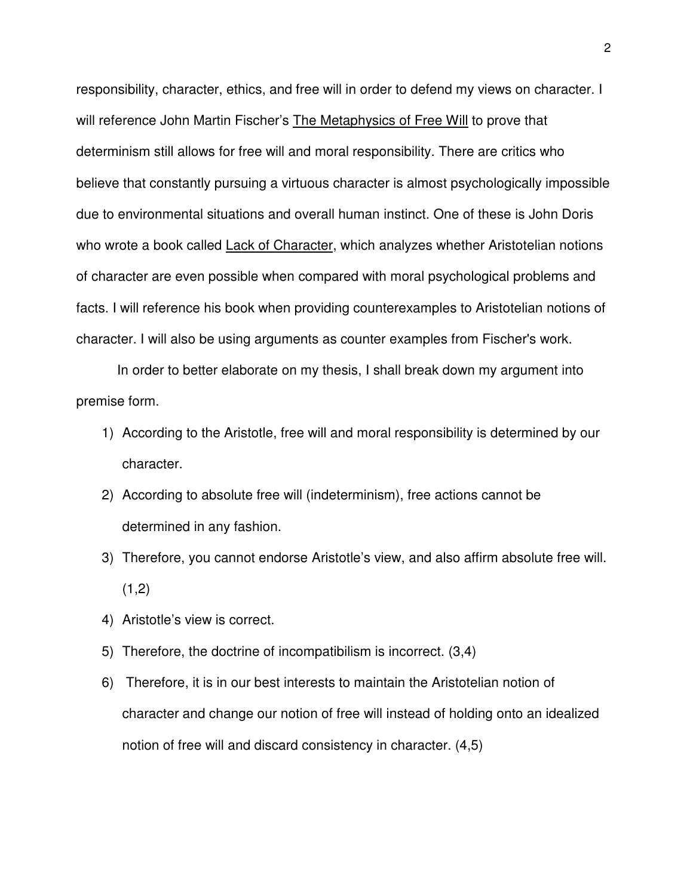responsibility, character, ethics, and free will in order to defend my views on character. I will reference John Martin Fischer's The Metaphysics of Free Will to prove that determinism still allows for free will and moral responsibility. There are critics who believe that constantly pursuing a virtuous character is almost psychologically impossible due to environmental situations and overall human instinct. One of these is John Doris who wrote a book called Lack of Character, which analyzes whether Aristotelian notions of character are even possible when compared with moral psychological problems and facts. I will reference his book when providing counterexamples to Aristotelian notions of character. I will also be using arguments as counter examples from Fischer's work.

In order to better elaborate on my thesis, I shall break down my argument into premise form.

1) According to the Aristotle, free will and moral responsibility is determined by our character.
2) According to absolute free will (indeterminism), free actions cannot be determined in any fashion.
3) Therefore, you cannot endorse Aristotle's view, and also affirm absolute free will. (1,2)
4) Aristotle's view is correct.
5) Therefore, the doctrine of incompatibilism is incorrect. (3,4)
6) Therefore, it is in our best interests to maintain the Aristotelian notion of character and change our notion of free will instead of holding onto an idealized notion of free will and discard consistency in character. (4,5)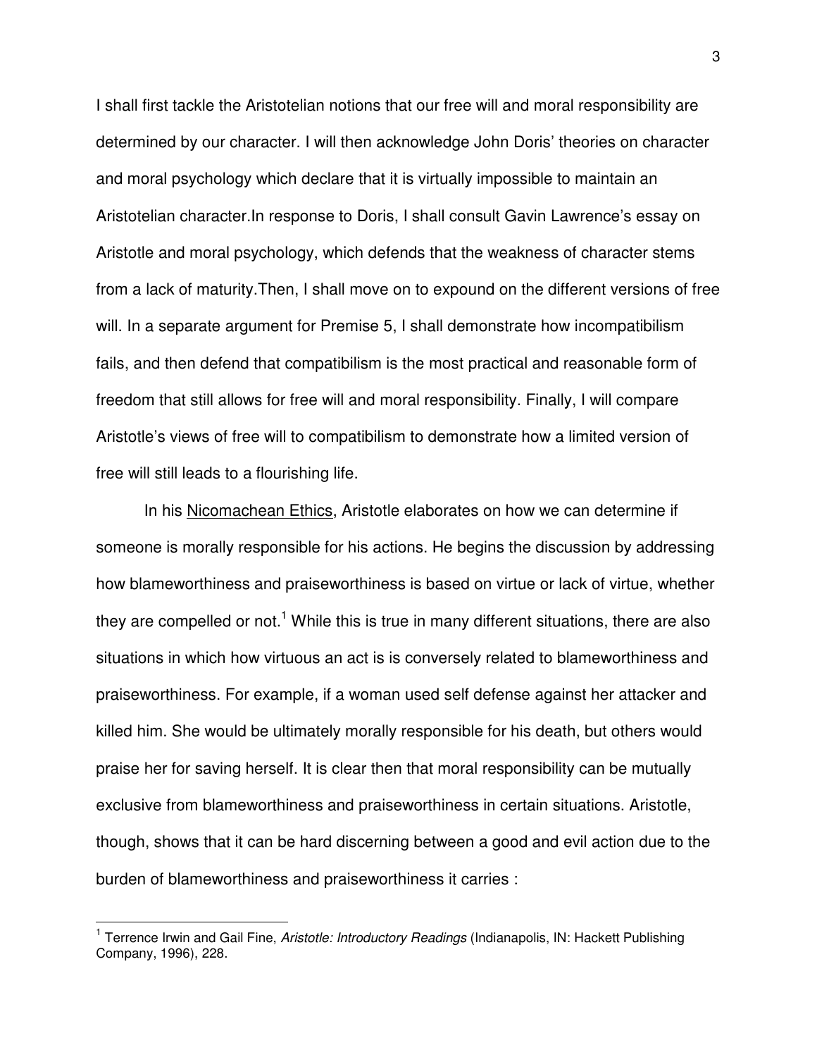I shall first tackle the Aristotelian notions that our free will and moral responsibility are determined by our character. I will then acknowledge John Doris' theories on character and moral psychology which declare that it is virtually impossible to maintain an Aristotelian character.In response to Doris, I shall consult Gavin Lawrence's essay on Aristotle and moral psychology, which defends that the weakness of character stems from a lack of maturity.Then, I shall move on to expound on the different versions of free will. In a separate argument for Premise 5, I shall demonstrate how incompatibilism fails, and then defend that compatibilism is the most practical and reasonable form of freedom that still allows for free will and moral responsibility. Finally, I will compare Aristotle's views of free will to compatibilism to demonstrate how a limited version of free will still leads to a flourishing life.

In his Nicomachean Ethics, Aristotle elaborates on how we can determine if someone is morally responsible for his actions. He begins the discussion by addressing how blameworthiness and praiseworthiness is based on virtue or lack of virtue, whether they are compelled or not.[1] While this is true in many different situations, there are also situations in which how virtuous an act is is conversely related to blameworthiness and praiseworthiness. For example, if a woman used self defense against her attacker and killed him. She would be ultimately morally responsible for his death, but others would praise her for saving herself. It is clear then that moral responsibility can be mutually exclusive from blameworthiness and praiseworthiness in certain situations. Aristotle, though, shows that it can be hard discerning between a good and evil action due to the burden of blameworthiness and praiseworthiness it carries :

---

[1] Terrence Irwin and Gail Fine, *Aristotle: Introductory Readings* (Indianapolis, IN: Hackett Publishing Company, 1996), 228.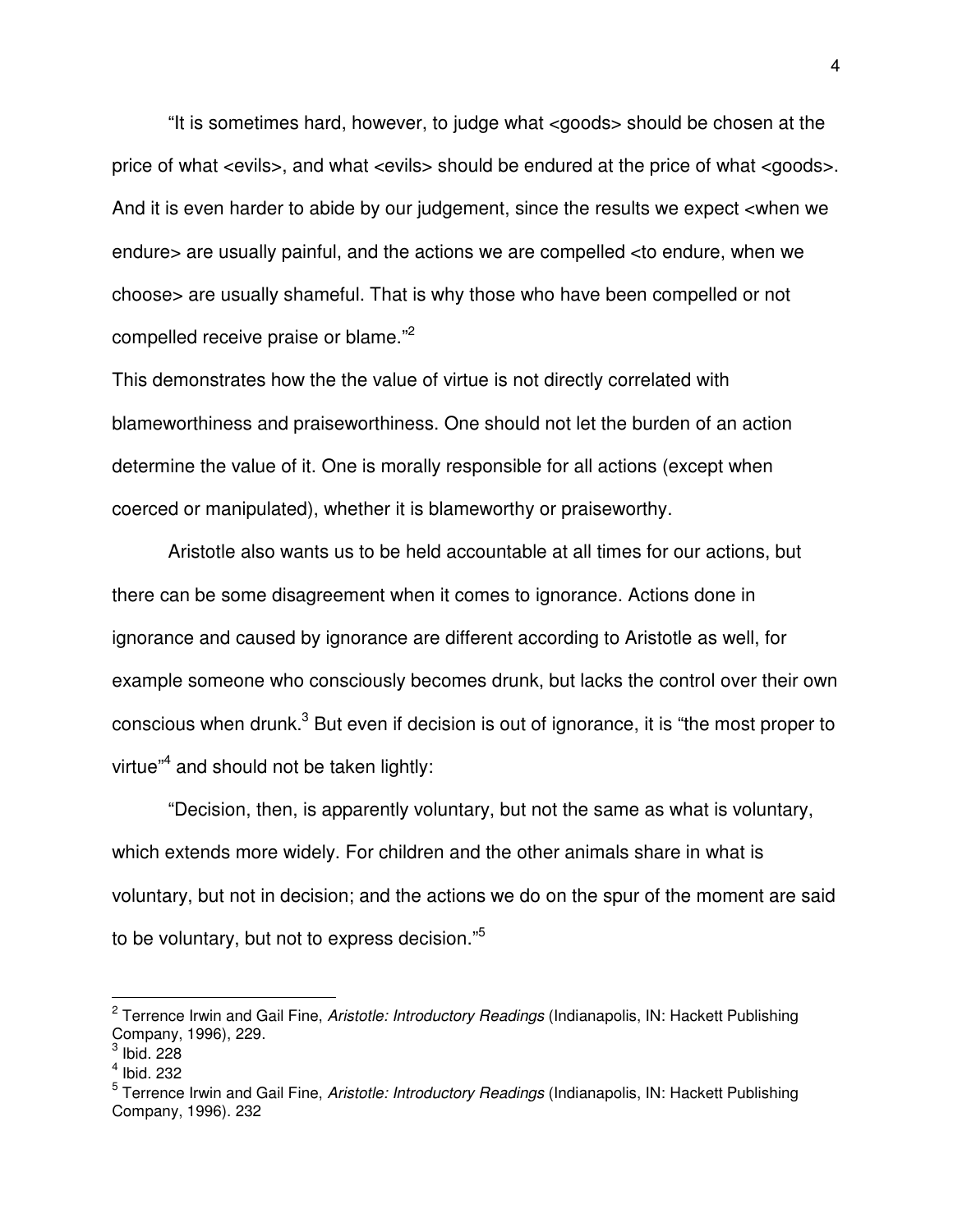"It is sometimes hard, however, to judge what <goods> should be chosen at the price of what <evils>, and what <evils> should be endured at the price of what <goods>. And it is even harder to abide by our judgement, since the results we expect <when we endure> are usually painful, and the actions we are compelled <to endure, when we choose> are usually shameful. That is why those who have been compelled or not compelled receive praise or blame."[2]

This demonstrates how the the value of virtue is not directly correlated with blameworthiness and praiseworthiness. One should not let the burden of an action determine the value of it. One is morally responsible for all actions (except when coerced or manipulated), whether it is blameworthy or praiseworthy.

Aristotle also wants us to be held accountable at all times for our actions, but there can be some disagreement when it comes to ignorance. Actions done in ignorance and caused by ignorance are different according to Aristotle as well, for example someone who consciously becomes drunk, but lacks the control over their own conscious when drunk.[3] But even if decision is out of ignorance, it is "the most proper to virtue"[4] and should not be taken lightly:

"Decision, then, is apparently voluntary, but not the same as what is voluntary, which extends more widely. For children and the other animals share in what is voluntary, but not in decision; and the actions we do on the spur of the moment are said to be voluntary, but not to express decision."[5]

---

[2] Terrence Irwin and Gail Fine, *Aristotle: Introductory Readings* (Indianapolis, IN: Hackett Publishing Company, 1996), 229.

[3] Ibid. 228

[4] Ibid. 232

[5] Terrence Irwin and Gail Fine, *Aristotle: Introductory Readings* (Indianapolis, IN: Hackett Publishing Company, 1996). 232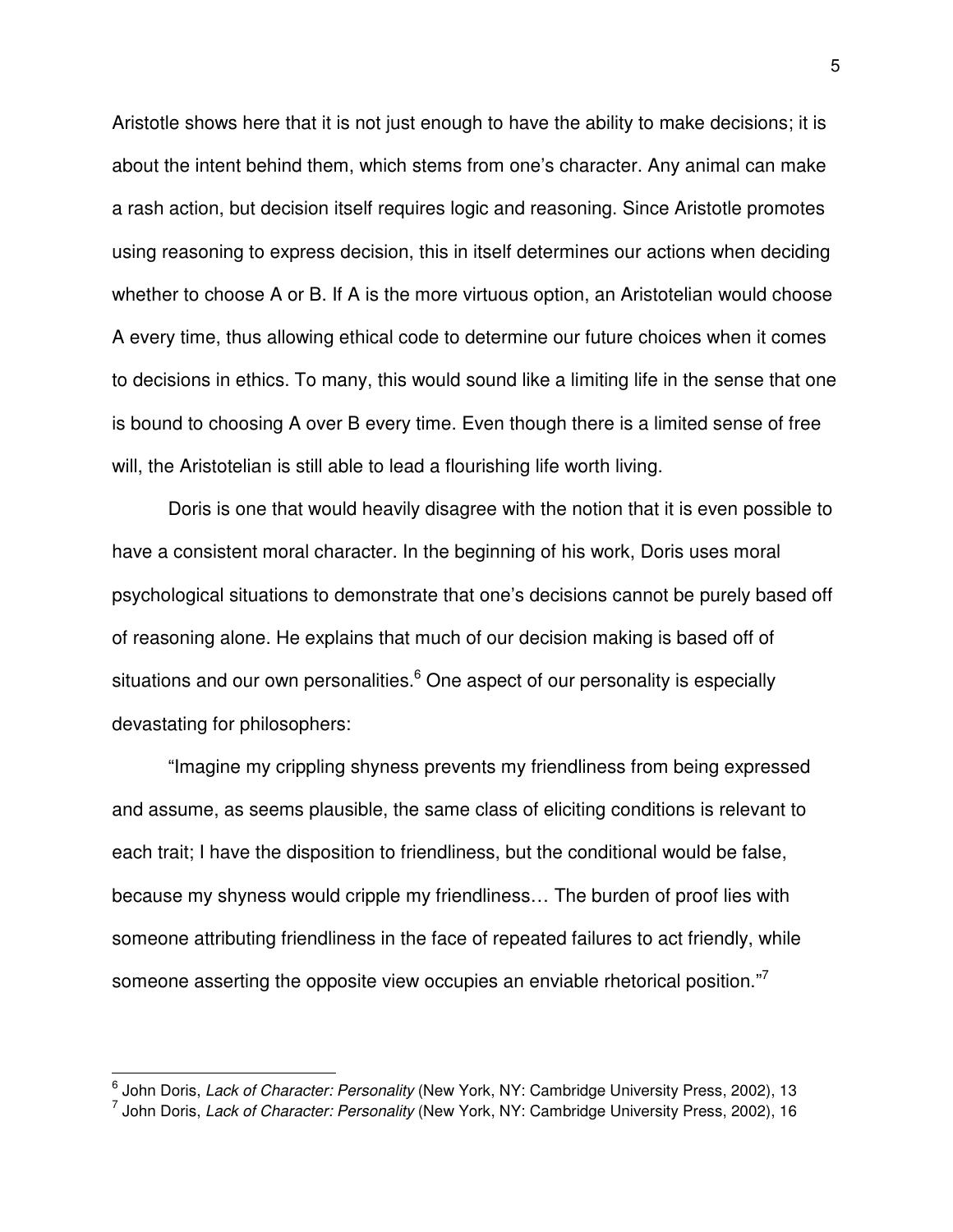Aristotle shows here that it is not just enough to have the ability to make decisions; it is about the intent behind them, which stems from one's character. Any animal can make a rash action, but decision itself requires logic and reasoning. Since Aristotle promotes using reasoning to express decision, this in itself determines our actions when deciding whether to choose A or B. If A is the more virtuous option, an Aristotelian would choose A every time, thus allowing ethical code to determine our future choices when it comes to decisions in ethics. To many, this would sound like a limiting life in the sense that one is bound to choosing A over B every time. Even though there is a limited sense of free will, the Aristotelian is still able to lead a flourishing life worth living.

Doris is one that would heavily disagree with the notion that it is even possible to have a consistent moral character. In the beginning of his work, Doris uses moral psychological situations to demonstrate that one's decisions cannot be purely based off of reasoning alone. He explains that much of our decision making is based off of situations and our own personalities.[6] One aspect of our personality is especially devastating for philosophers:

"Imagine my crippling shyness prevents my friendliness from being expressed and assume, as seems plausible, the same class of eliciting conditions is relevant to each trait; I have the disposition to friendliness, but the conditional would be false, because my shyness would cripple my friendliness… The burden of proof lies with someone attributing friendliness in the face of repeated failures to act friendly, while someone asserting the opposite view occupies an enviable rhetorical position."[7]

---

[6] John Doris, *Lack of Character: Personality* (New York, NY: Cambridge University Press, 2002), 13

[7] John Doris, *Lack of Character: Personality* (New York, NY: Cambridge University Press, 2002), 16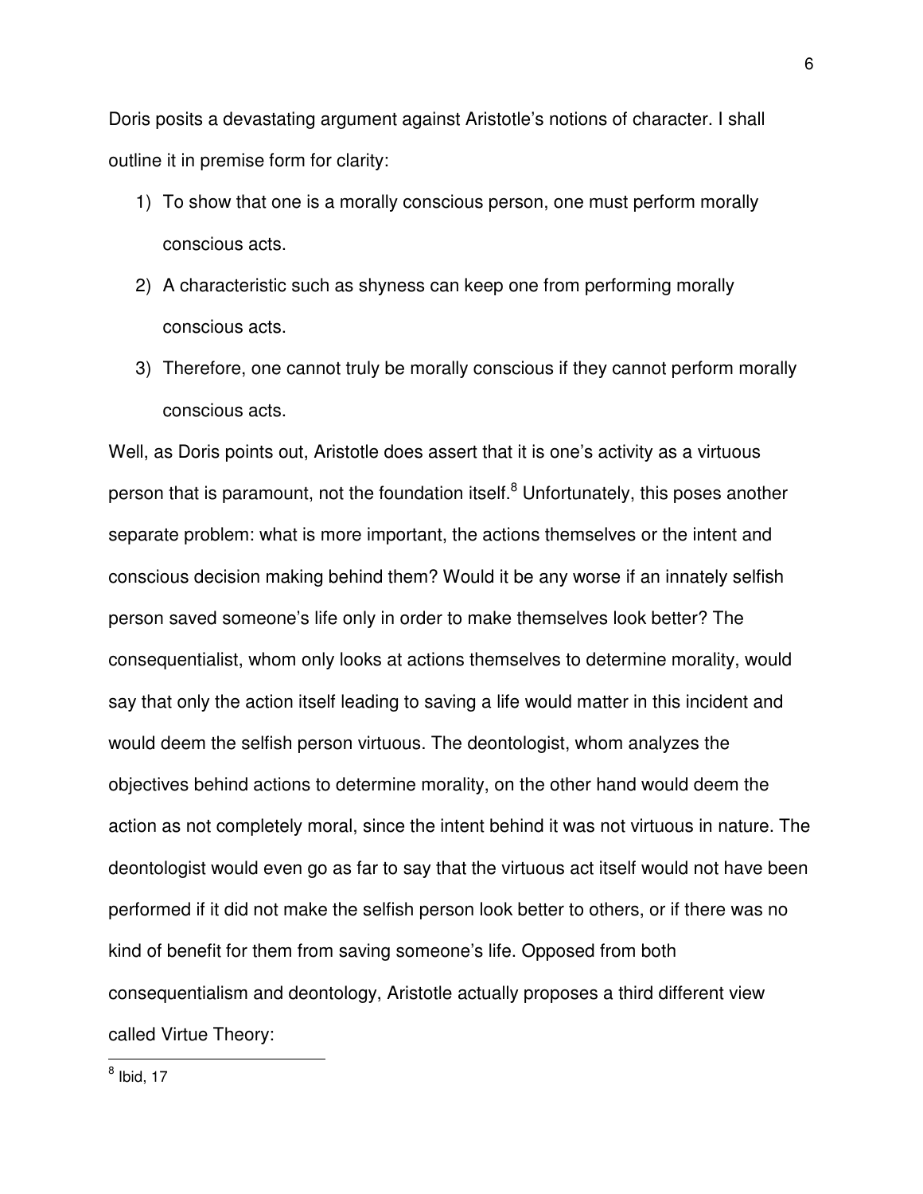Doris posits a devastating argument against Aristotle's notions of character. I shall outline it in premise form for clarity:

1) To show that one is a morally conscious person, one must perform morally conscious acts.
2) A characteristic such as shyness can keep one from performing morally conscious acts.
3) Therefore, one cannot truly be morally conscious if they cannot perform morally conscious acts.

Well, as Doris points out, Aristotle does assert that it is one's activity as a virtuous person that is paramount, not the foundation itself.[8] Unfortunately, this poses another separate problem: what is more important, the actions themselves or the intent and conscious decision making behind them? Would it be any worse if an innately selfish person saved someone's life only in order to make themselves look better? The consequentialist, whom only looks at actions themselves to determine morality, would say that only the action itself leading to saving a life would matter in this incident and would deem the selfish person virtuous. The deontologist, whom analyzes the objectives behind actions to determine morality, on the other hand would deem the action as not completely moral, since the intent behind it was not virtuous in nature. The deontologist would even go as far to say that the virtuous act itself would not have been performed if it did not make the selfish person look better to others, or if there was no kind of benefit for them from saving someone's life. Opposed from both consequentialism and deontology, Aristotle actually proposes a third different view called Virtue Theory:

[8] Ibid, 17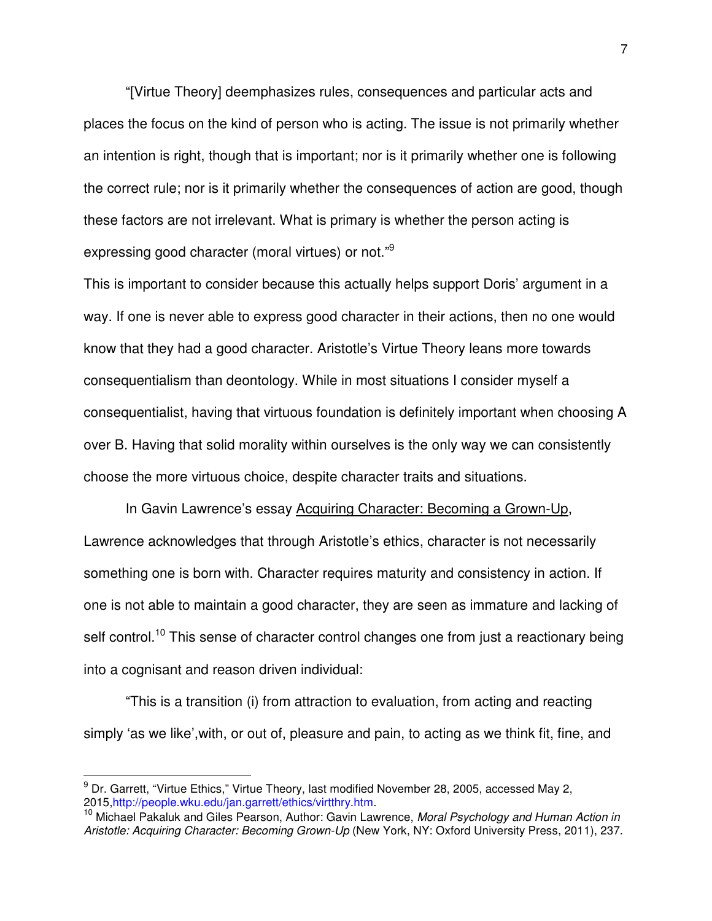"[Virtue Theory] deemphasizes rules, consequences and particular acts and places the focus on the kind of person who is acting. The issue is not primarily whether an intention is right, though that is important; nor is it primarily whether one is following the correct rule; nor is it primarily whether the consequences of action are good, though these factors are not irrelevant. What is primary is whether the person acting is expressing good character (moral virtues) or not."[9]

This is important to consider because this actually helps support Doris' argument in a way. If one is never able to express good character in their actions, then no one would know that they had a good character. Aristotle's Virtue Theory leans more towards consequentialism than deontology. While in most situations I consider myself a consequentialist, having that virtuous foundation is definitely important when choosing A over B. Having that solid morality within ourselves is the only way we can consistently choose the more virtuous choice, despite character traits and situations.

In Gavin Lawrence's essay Acquiring Character: Becoming a Grown-Up, Lawrence acknowledges that through Aristotle's ethics, character is not necessarily something one is born with. Character requires maturity and consistency in action. If one is not able to maintain a good character, they are seen as immature and lacking of self control.[10] This sense of character control changes one from just a reactionary being into a cognisant and reason driven individual:

"This is a transition (i) from attraction to evaluation, from acting and reacting simply 'as we like',with, or out of, pleasure and pain, to acting as we think fit, fine, and

---

[9] Dr. Garrett, "Virtue Ethics," Virtue Theory, last modified November 28, 2005, accessed May 2, 2015,http://people.wku.edu/jan.garrett/ethics/virtthry.htm.

[10] Michael Pakaluk and Giles Pearson, Author: Gavin Lawrence, *Moral Psychology and Human Action in Aristotle: Acquiring Character: Becoming Grown-Up* (New York, NY: Oxford University Press, 2011), 237.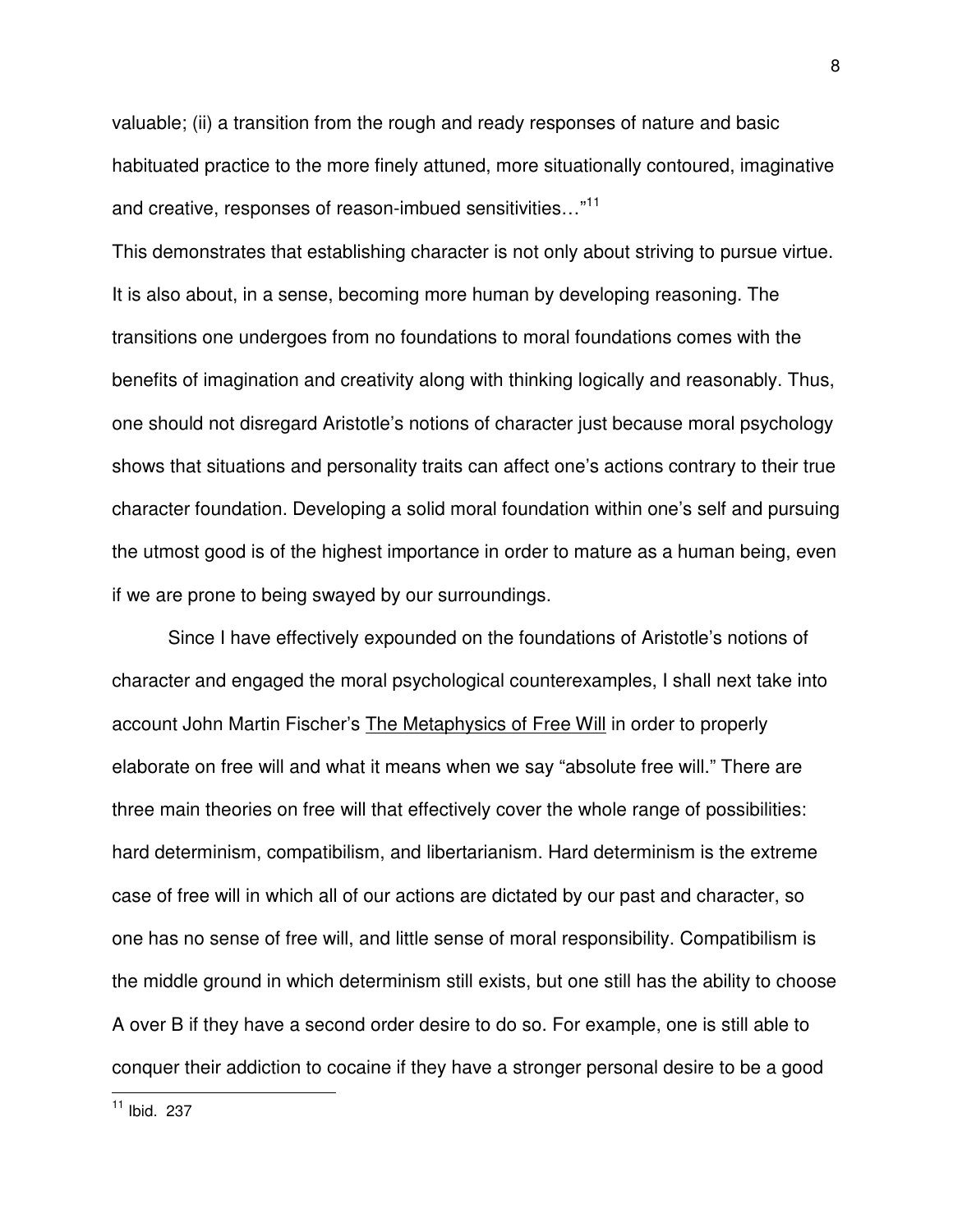valuable; (ii) a transition from the rough and ready responses of nature and basic habituated practice to the more finely attuned, more situationally contoured, imaginative and creative, responses of reason-imbued sensitivities…"[11]

This demonstrates that establishing character is not only about striving to pursue virtue. It is also about, in a sense, becoming more human by developing reasoning. The transitions one undergoes from no foundations to moral foundations comes with the benefits of imagination and creativity along with thinking logically and reasonably. Thus, one should not disregard Aristotle's notions of character just because moral psychology shows that situations and personality traits can affect one's actions contrary to their true character foundation. Developing a solid moral foundation within one's self and pursuing the utmost good is of the highest importance in order to mature as a human being, even if we are prone to being swayed by our surroundings.

Since I have effectively expounded on the foundations of Aristotle's notions of character and engaged the moral psychological counterexamples, I shall next take into account John Martin Fischer's The Metaphysics of Free Will in order to properly elaborate on free will and what it means when we say "absolute free will." There are three main theories on free will that effectively cover the whole range of possibilities: hard determinism, compatibilism, and libertarianism. Hard determinism is the extreme case of free will in which all of our actions are dictated by our past and character, so one has no sense of free will, and little sense of moral responsibility. Compatibilism is the middle ground in which determinism still exists, but one still has the ability to choose A over B if they have a second order desire to do so. For example, one is still able to conquer their addiction to cocaine if they have a stronger personal desire to be a good

[11] Ibid. 237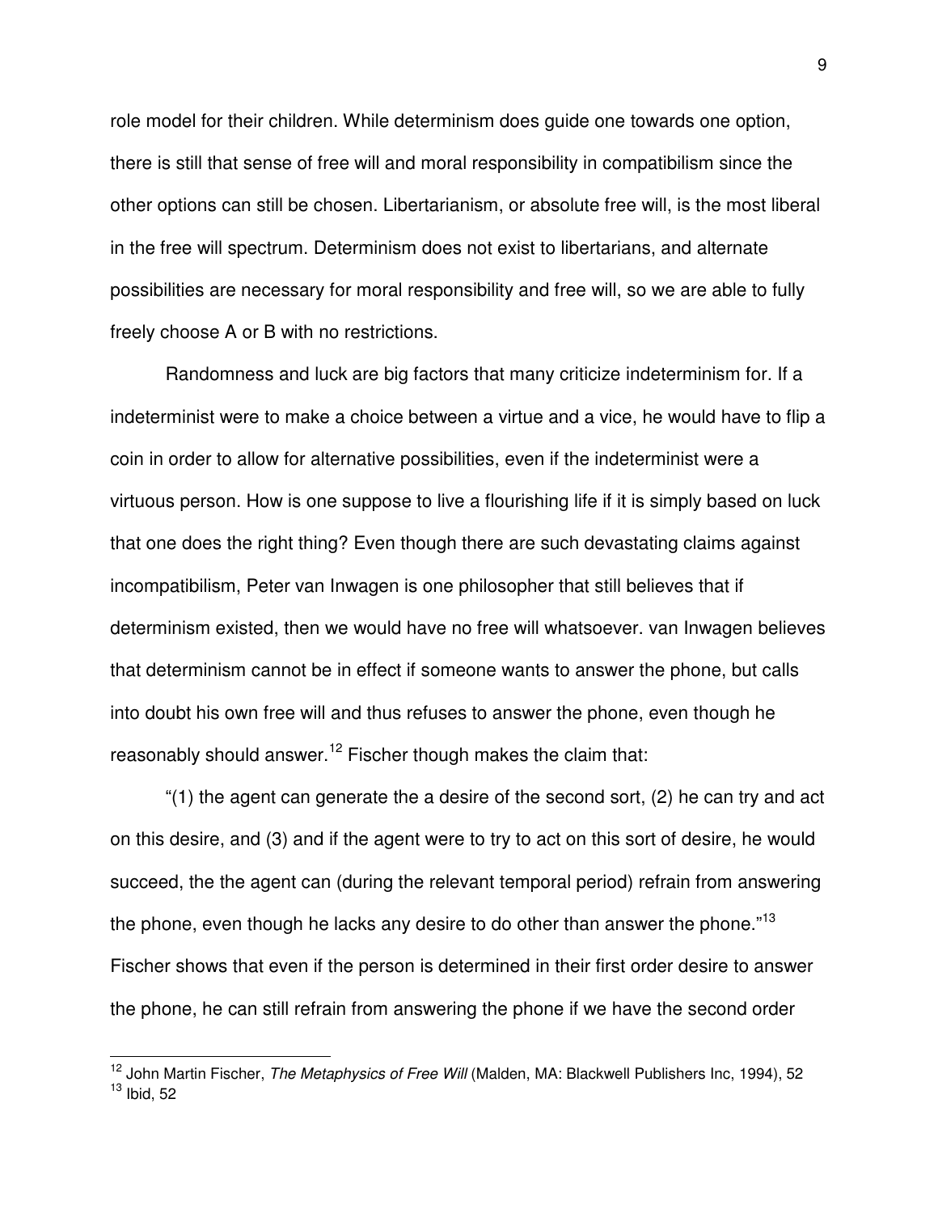role model for their children. While determinism does guide one towards one option, there is still that sense of free will and moral responsibility in compatibilism since the other options can still be chosen. Libertarianism, or absolute free will, is the most liberal in the free will spectrum. Determinism does not exist to libertarians, and alternate possibilities are necessary for moral responsibility and free will, so we are able to fully freely choose A or B with no restrictions.

Randomness and luck are big factors that many criticize indeterminism for. If a indeterminist were to make a choice between a virtue and a vice, he would have to flip a coin in order to allow for alternative possibilities, even if the indeterminist were a virtuous person. How is one suppose to live a flourishing life if it is simply based on luck that one does the right thing? Even though there are such devastating claims against incompatibilism, Peter van Inwagen is one philosopher that still believes that if determinism existed, then we would have no free will whatsoever. van Inwagen believes that determinism cannot be in effect if someone wants to answer the phone, but calls into doubt his own free will and thus refuses to answer the phone, even though he reasonably should answer.[12] Fischer though makes the claim that:

"(1) the agent can generate the a desire of the second sort, (2) he can try and act on this desire, and (3) and if the agent were to try to act on this sort of desire, he would succeed, the the agent can (during the relevant temporal period) refrain from answering the phone, even though he lacks any desire to do other than answer the phone."[13] Fischer shows that even if the person is determined in their first order desire to answer the phone, he can still refrain from answering the phone if we have the second order

---

[12] John Martin Fischer, *The Metaphysics of Free Will* (Malden, MA: Blackwell Publishers Inc, 1994), 52
[13] Ibid, 52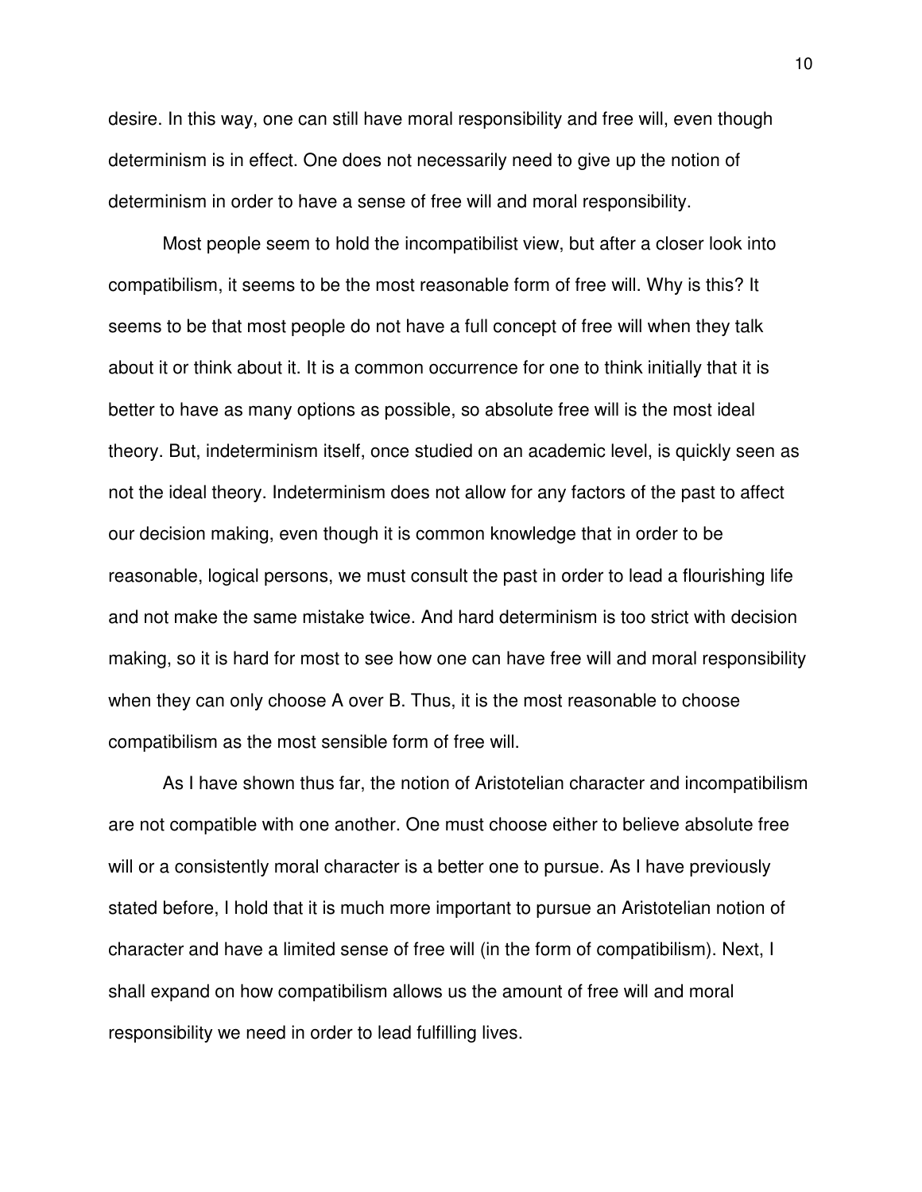desire. In this way, one can still have moral responsibility and free will, even though determinism is in effect. One does not necessarily need to give up the notion of determinism in order to have a sense of free will and moral responsibility.

Most people seem to hold the incompatibilist view, but after a closer look into compatibilism, it seems to be the most reasonable form of free will. Why is this? It seems to be that most people do not have a full concept of free will when they talk about it or think about it. It is a common occurrence for one to think initially that it is better to have as many options as possible, so absolute free will is the most ideal theory. But, indeterminism itself, once studied on an academic level, is quickly seen as not the ideal theory. Indeterminism does not allow for any factors of the past to affect our decision making, even though it is common knowledge that in order to be reasonable, logical persons, we must consult the past in order to lead a flourishing life and not make the same mistake twice. And hard determinism is too strict with decision making, so it is hard for most to see how one can have free will and moral responsibility when they can only choose A over B. Thus, it is the most reasonable to choose compatibilism as the most sensible form of free will.

As I have shown thus far, the notion of Aristotelian character and incompatibilism are not compatible with one another. One must choose either to believe absolute free will or a consistently moral character is a better one to pursue. As I have previously stated before, I hold that it is much more important to pursue an Aristotelian notion of character and have a limited sense of free will (in the form of compatibilism). Next, I shall expand on how compatibilism allows us the amount of free will and moral responsibility we need in order to lead fulfilling lives.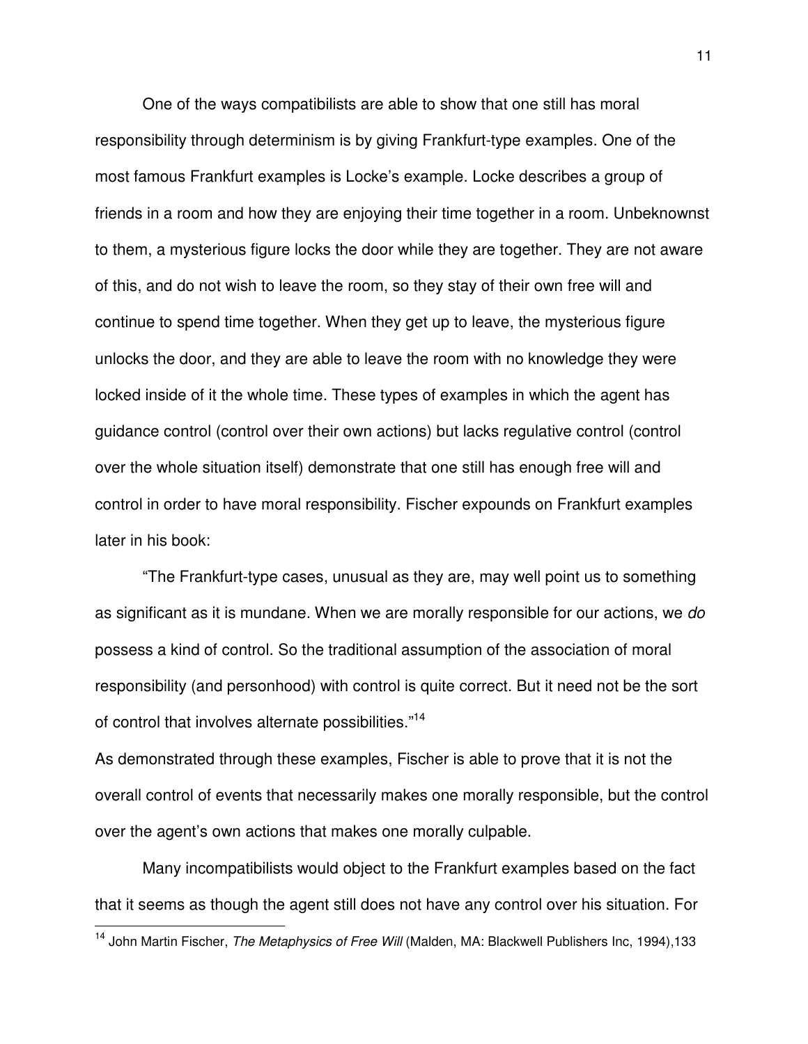One of the ways compatibilists are able to show that one still has moral responsibility through determinism is by giving Frankfurt-type examples. One of the most famous Frankfurt examples is Locke's example. Locke describes a group of friends in a room and how they are enjoying their time together in a room. Unbeknownst to them, a mysterious figure locks the door while they are together. They are not aware of this, and do not wish to leave the room, so they stay of their own free will and continue to spend time together. When they get up to leave, the mysterious figure unlocks the door, and they are able to leave the room with no knowledge they were locked inside of it the whole time. These types of examples in which the agent has guidance control (control over their own actions) but lacks regulative control (control over the whole situation itself) demonstrate that one still has enough free will and control in order to have moral responsibility. Fischer expounds on Frankfurt examples later in his book:

"The Frankfurt-type cases, unusual as they are, may well point us to something as significant as it is mundane. When we are morally responsible for our actions, we *do* possess a kind of control. So the traditional assumption of the association of moral responsibility (and personhood) with control is quite correct. But it need not be the sort of control that involves alternate possibilities."[14]

As demonstrated through these examples, Fischer is able to prove that it is not the overall control of events that necessarily makes one morally responsible, but the control over the agent's own actions that makes one morally culpable.

Many incompatibilists would object to the Frankfurt examples based on the fact that it seems as though the agent still does not have any control over his situation. For

[14] John Martin Fischer, *The Metaphysics of Free Will* (Malden, MA: Blackwell Publishers Inc, 1994),133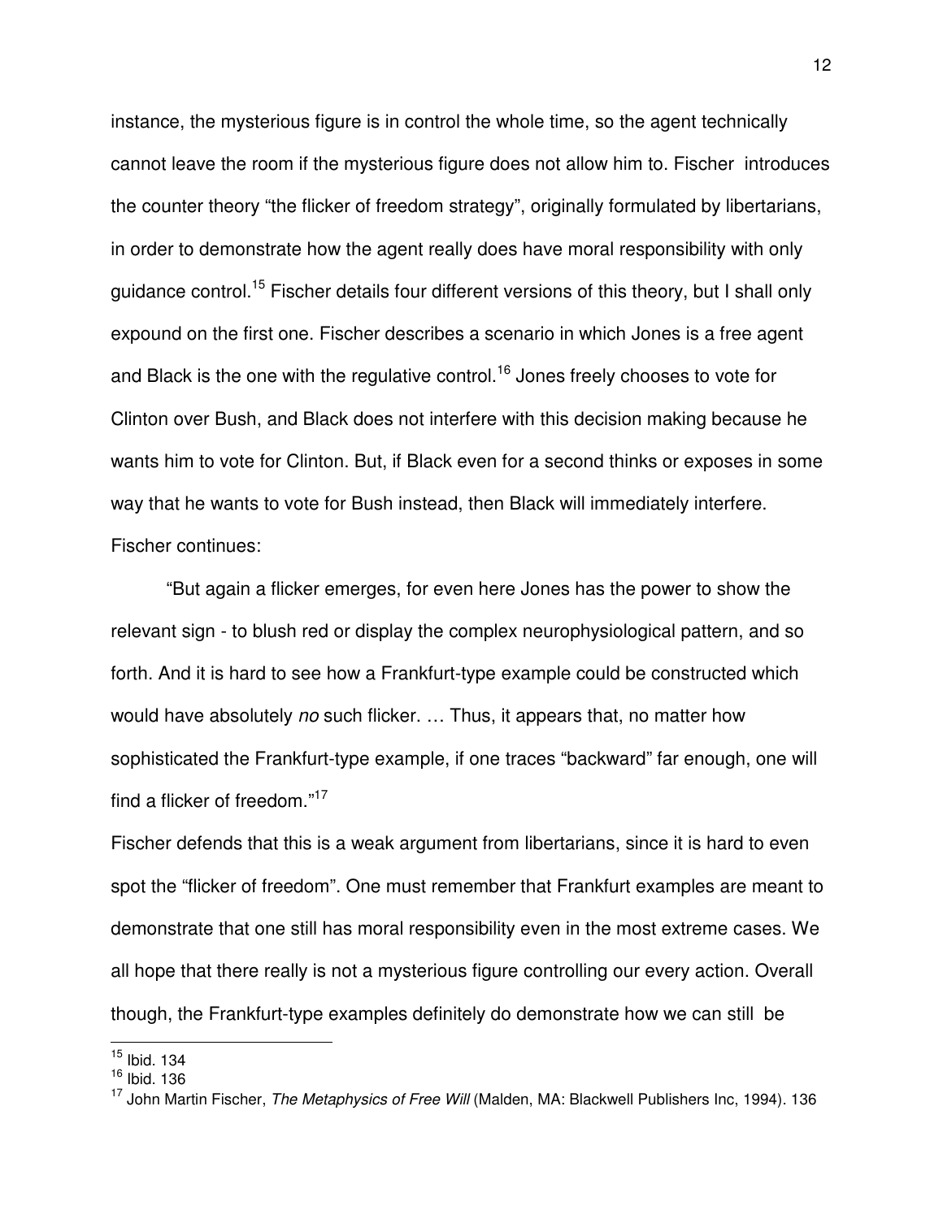instance, the mysterious figure is in control the whole time, so the agent technically cannot leave the room if the mysterious figure does not allow him to. Fischer introduces the counter theory "the flicker of freedom strategy", originally formulated by libertarians, in order to demonstrate how the agent really does have moral responsibility with only guidance control.[15] Fischer details four different versions of this theory, but I shall only expound on the first one. Fischer describes a scenario in which Jones is a free agent and Black is the one with the regulative control.[16] Jones freely chooses to vote for Clinton over Bush, and Black does not interfere with this decision making because he wants him to vote for Clinton. But, if Black even for a second thinks or exposes in some way that he wants to vote for Bush instead, then Black will immediately interfere. Fischer continues:

"But again a flicker emerges, for even here Jones has the power to show the relevant sign - to blush red or display the complex neurophysiological pattern, and so forth. And it is hard to see how a Frankfurt-type example could be constructed which would have absolutely *no* such flicker. … Thus, it appears that, no matter how sophisticated the Frankfurt-type example, if one traces "backward" far enough, one will find a flicker of freedom."[17]

Fischer defends that this is a weak argument from libertarians, since it is hard to even spot the "flicker of freedom". One must remember that Frankfurt examples are meant to demonstrate that one still has moral responsibility even in the most extreme cases. We all hope that there really is not a mysterious figure controlling our every action. Overall though, the Frankfurt-type examples definitely do demonstrate how we can still be

---

[15] Ibid. 134

[16] Ibid. 136

[17] John Martin Fischer, *The Metaphysics of Free Will* (Malden, MA: Blackwell Publishers Inc, 1994). 136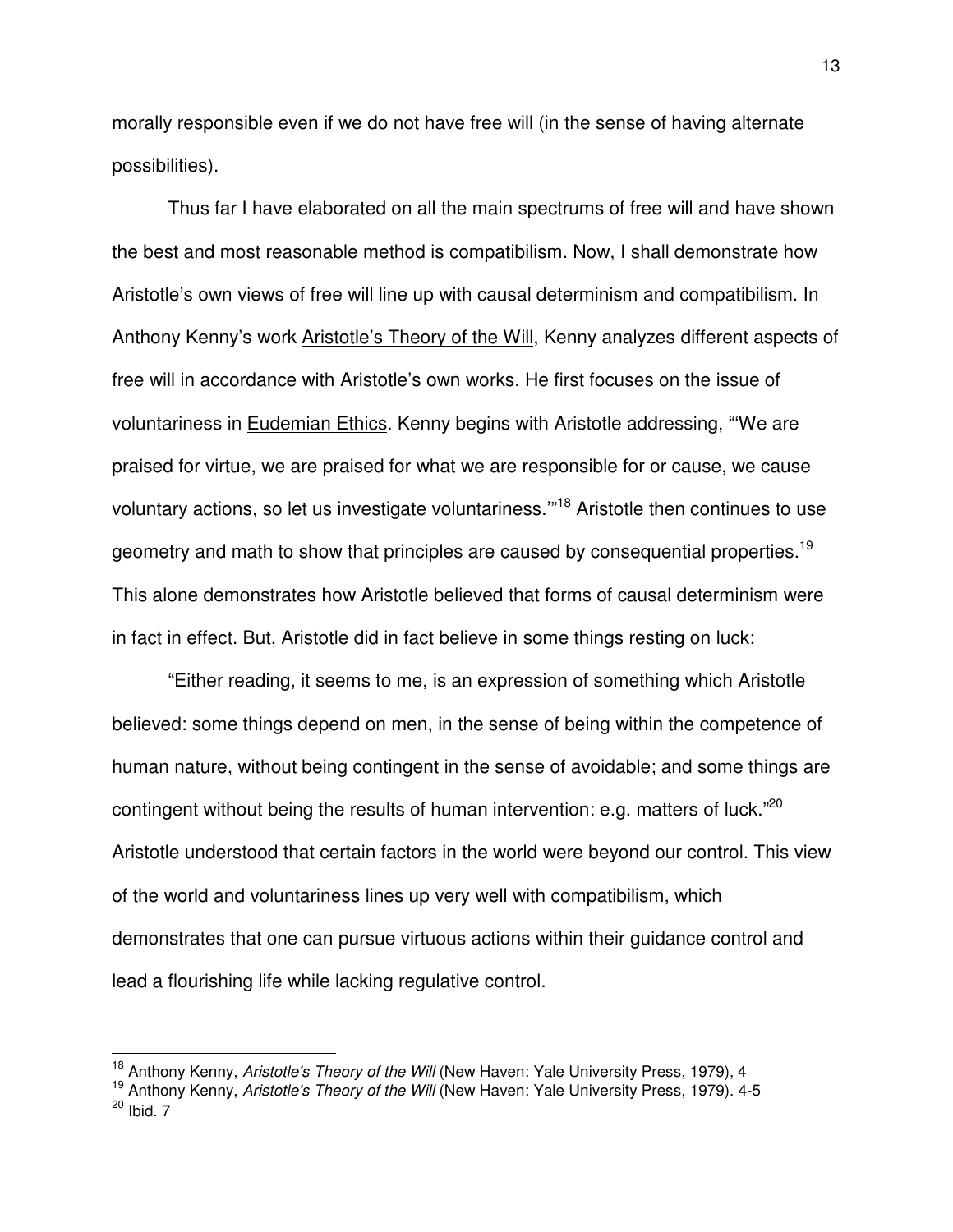morally responsible even if we do not have free will (in the sense of having alternate possibilities).

Thus far I have elaborated on all the main spectrums of free will and have shown the best and most reasonable method is compatibilism. Now, I shall demonstrate how Aristotle's own views of free will line up with causal determinism and compatibilism. In Anthony Kenny's work Aristotle's Theory of the Will, Kenny analyzes different aspects of free will in accordance with Aristotle's own works. He first focuses on the issue of voluntariness in Eudemian Ethics. Kenny begins with Aristotle addressing, "'We are praised for virtue, we are praised for what we are responsible for or cause, we cause voluntary actions, so let us investigate voluntariness.'"[18] Aristotle then continues to use geometry and math to show that principles are caused by consequential properties.[19] This alone demonstrates how Aristotle believed that forms of causal determinism were in fact in effect. But, Aristotle did in fact believe in some things resting on luck:

"Either reading, it seems to me, is an expression of something which Aristotle believed: some things depend on men, in the sense of being within the competence of human nature, without being contingent in the sense of avoidable; and some things are contingent without being the results of human intervention: e.g. matters of luck."[20] Aristotle understood that certain factors in the world were beyond our control. This view of the world and voluntariness lines up very well with compatibilism, which demonstrates that one can pursue virtuous actions within their guidance control and lead a flourishing life while lacking regulative control.

---

[18] Anthony Kenny, *Aristotle's Theory of the Will* (New Haven: Yale University Press, 1979), 4

[19] Anthony Kenny, *Aristotle's Theory of the Will* (New Haven: Yale University Press, 1979). 4-5

[20] Ibid. 7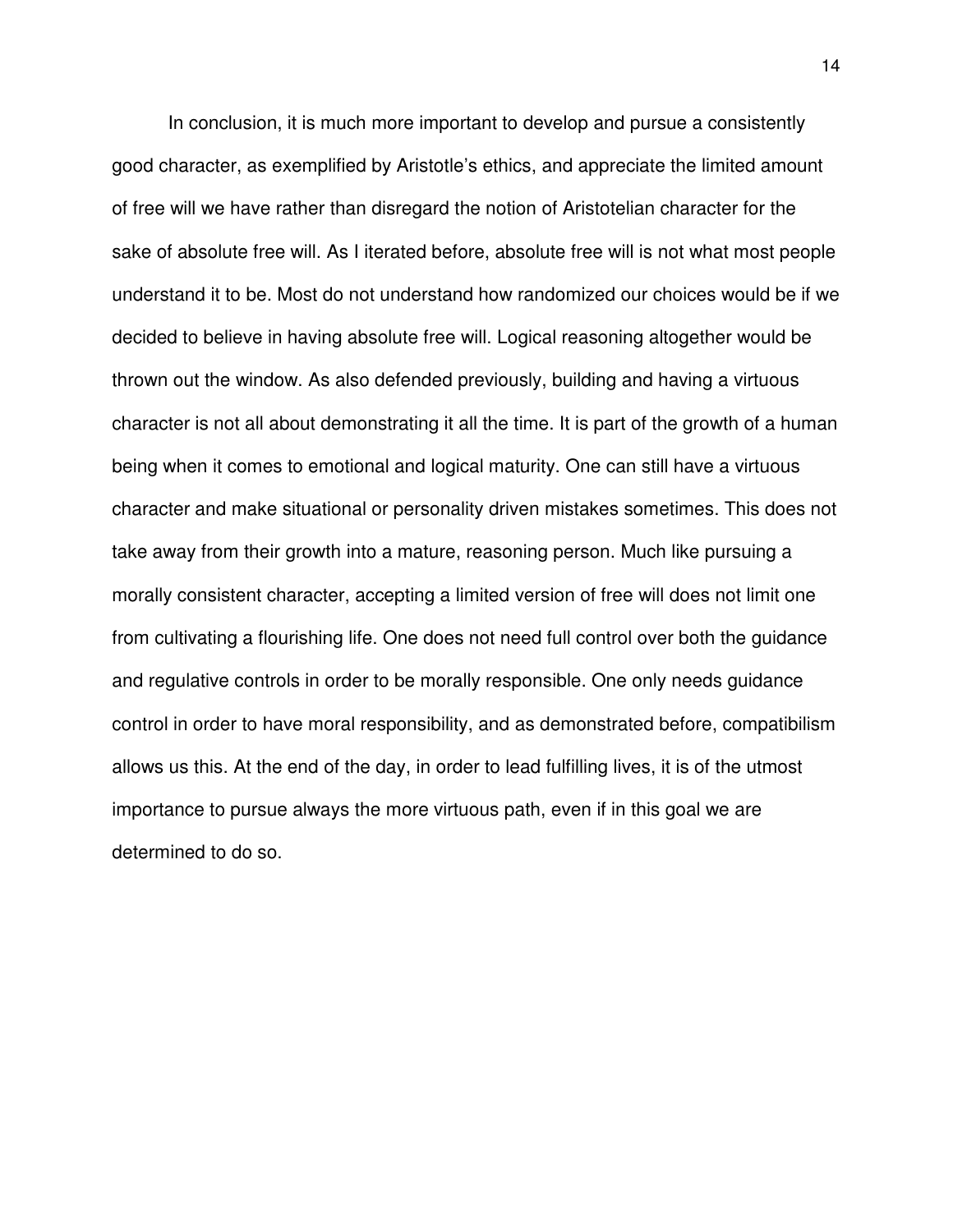In conclusion, it is much more important to develop and pursue a consistently good character, as exemplified by Aristotle's ethics, and appreciate the limited amount of free will we have rather than disregard the notion of Aristotelian character for the sake of absolute free will. As I iterated before, absolute free will is not what most people understand it to be. Most do not understand how randomized our choices would be if we decided to believe in having absolute free will. Logical reasoning altogether would be thrown out the window. As also defended previously, building and having a virtuous character is not all about demonstrating it all the time. It is part of the growth of a human being when it comes to emotional and logical maturity. One can still have a virtuous character and make situational or personality driven mistakes sometimes. This does not take away from their growth into a mature, reasoning person. Much like pursuing a morally consistent character, accepting a limited version of free will does not limit one from cultivating a flourishing life. One does not need full control over both the guidance and regulative controls in order to be morally responsible. One only needs guidance control in order to have moral responsibility, and as demonstrated before, compatibilism allows us this. At the end of the day, in order to lead fulfilling lives, it is of the utmost importance to pursue always the more virtuous path, even if in this goal we are determined to do so.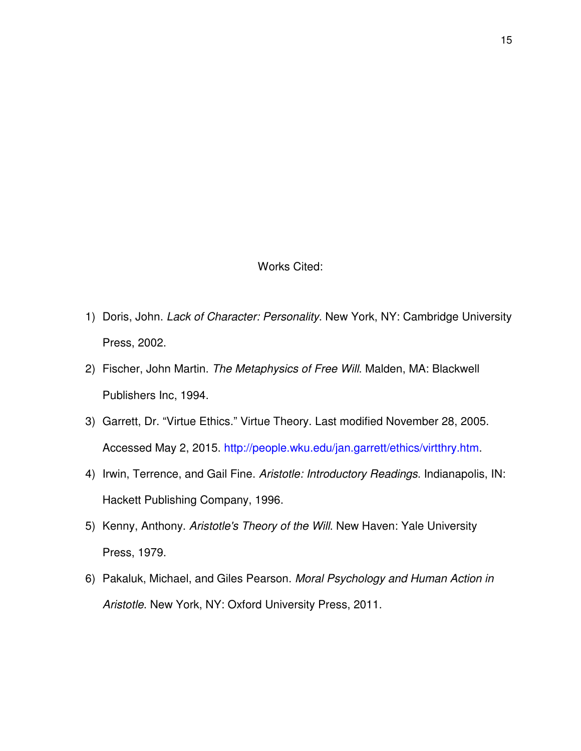# Works Cited:

1) Doris, John. *Lack of Character: Personality*. New York, NY: Cambridge University Press, 2002.
2) Fischer, John Martin. *The Metaphysics of Free Will*. Malden, MA: Blackwell Publishers Inc, 1994.
3) Garrett, Dr. "Virtue Ethics." Virtue Theory. Last modified November 28, 2005. Accessed May 2, 2015. http://people.wku.edu/jan.garrett/ethics/virtthry.htm.
4) Irwin, Terrence, and Gail Fine. *Aristotle: Introductory Readings*. Indianapolis, IN: Hackett Publishing Company, 1996.
5) Kenny, Anthony. *Aristotle's Theory of the Will*. New Haven: Yale University Press, 1979.
6) Pakaluk, Michael, and Giles Pearson. *Moral Psychology and Human Action in Aristotle*. New York, NY: Oxford University Press, 2011.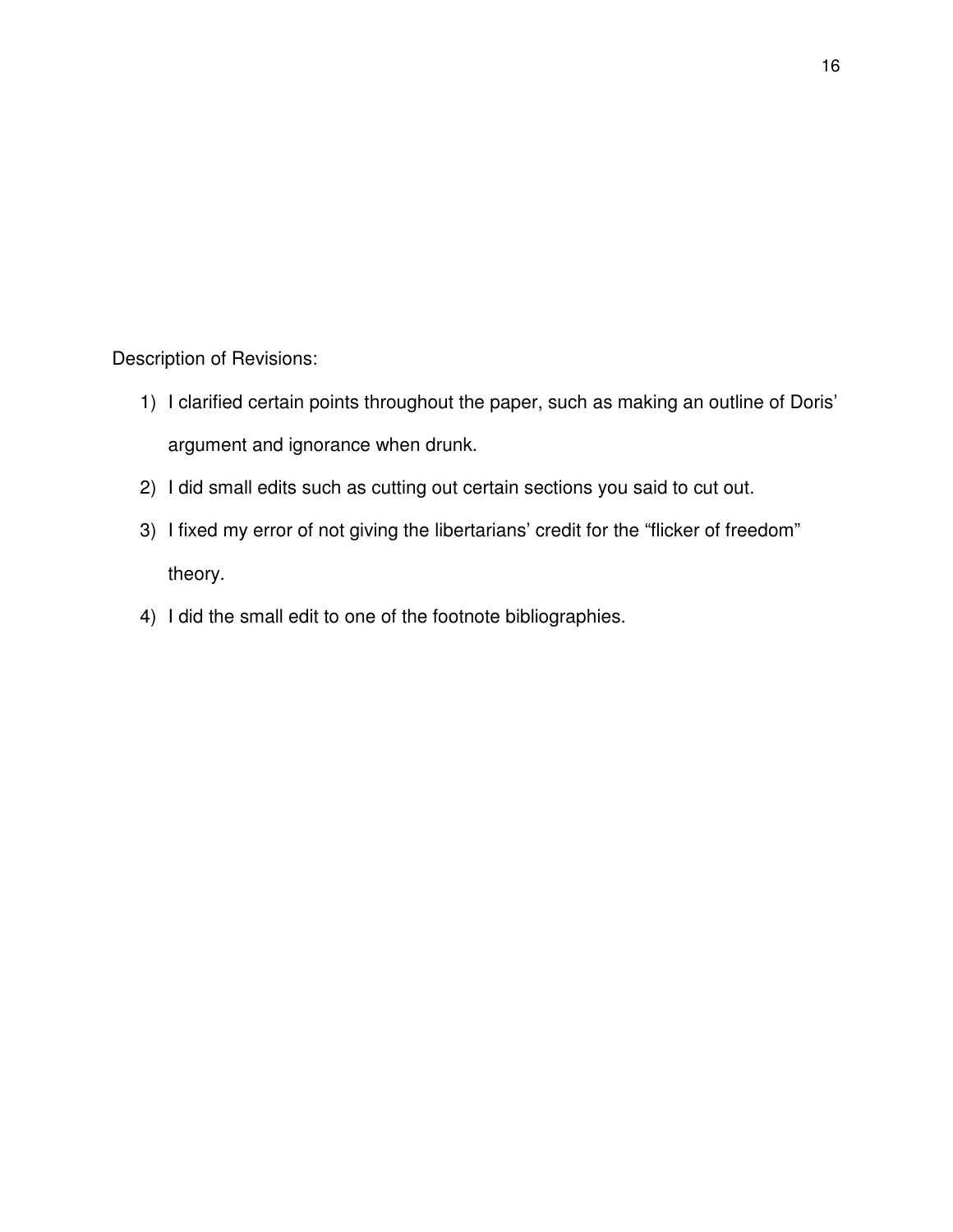Description of Revisions:

1) I clarified certain points throughout the paper, such as making an outline of Doris' argument and ignorance when drunk.
2) I did small edits such as cutting out certain sections you said to cut out.
3) I fixed my error of not giving the libertarians' credit for the "flicker of freedom" theory.
4) I did the small edit to one of the footnote bibliographies.